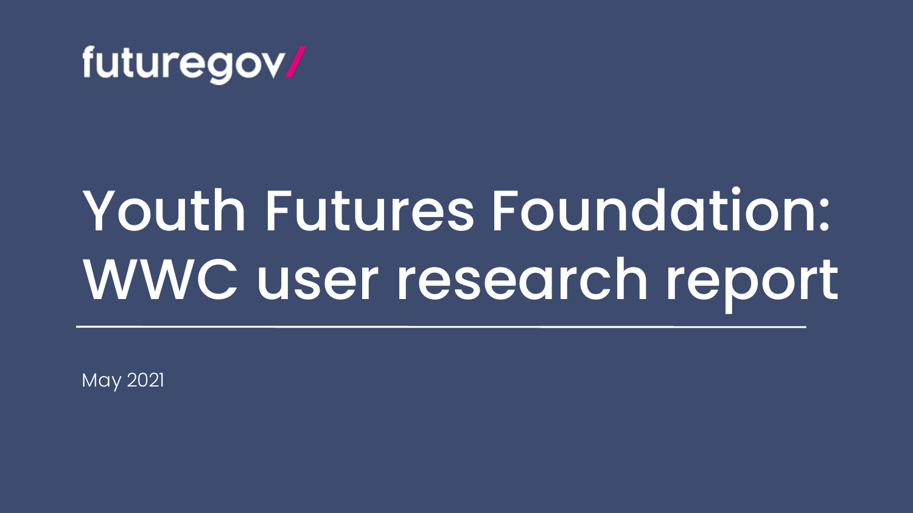futuregov/

# Youth Futures Foundation: WWC user research report

May 2021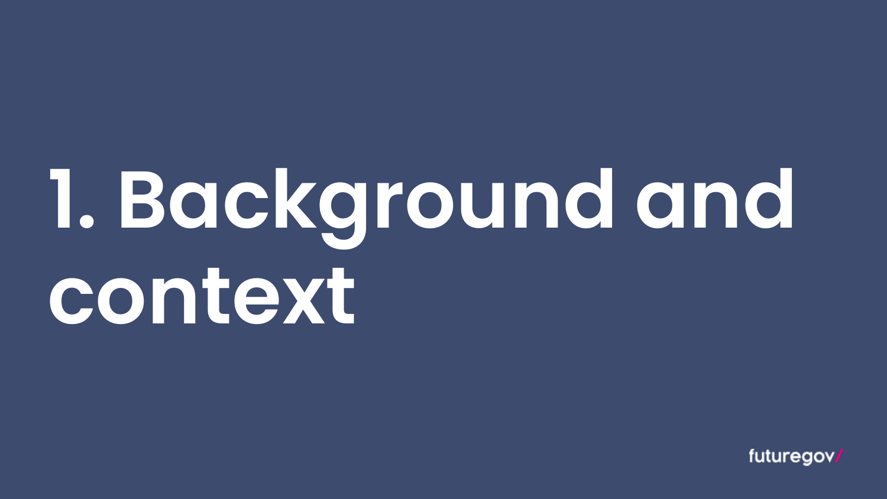# 1. Background and context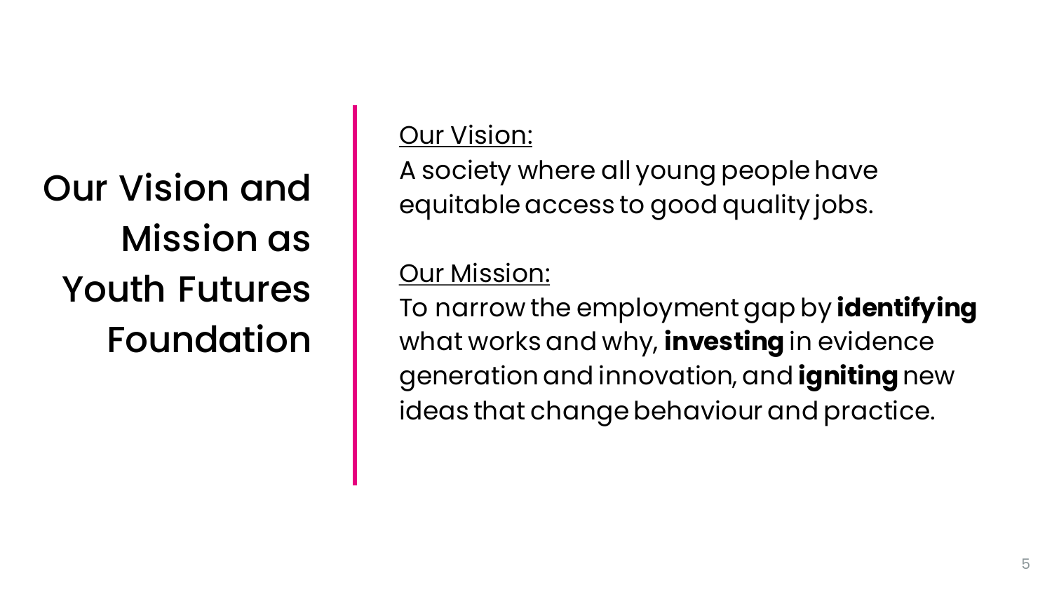# Our Vision and Mission as Youth Futures Foundation

Our Vision:

A society where all young people have equitable access to good quality jobs.

Our Mission:

To narrow the employment gap by **identifying** what works and why, **investing** in evidence generation and innovation, and **igniting** new ideas that change behaviour and practice.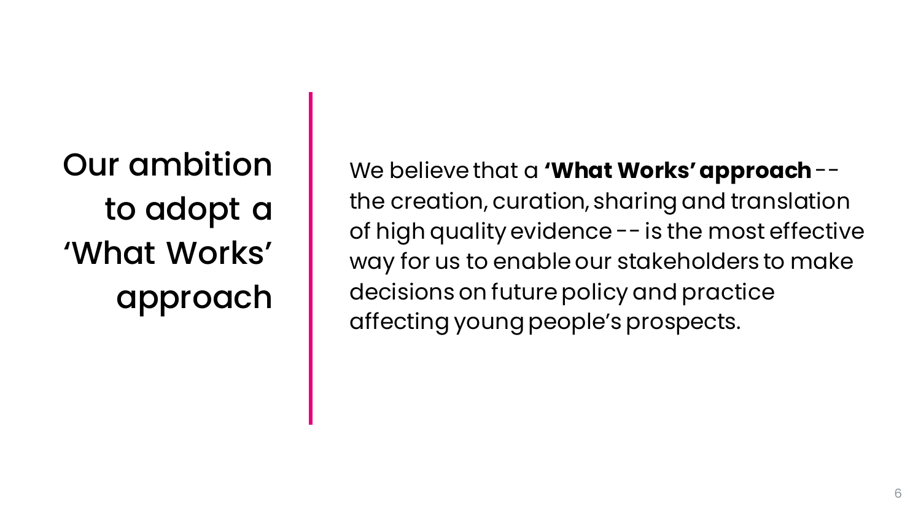# Our ambition to adopt a ‘What Works’ approach

We believe that a **‘What Works’ approach** -- the creation, curation, sharing and translation of high quality evidence -- is the most effective way for us to enable our stakeholders to make decisions on future policy and practice affecting young people’s prospects.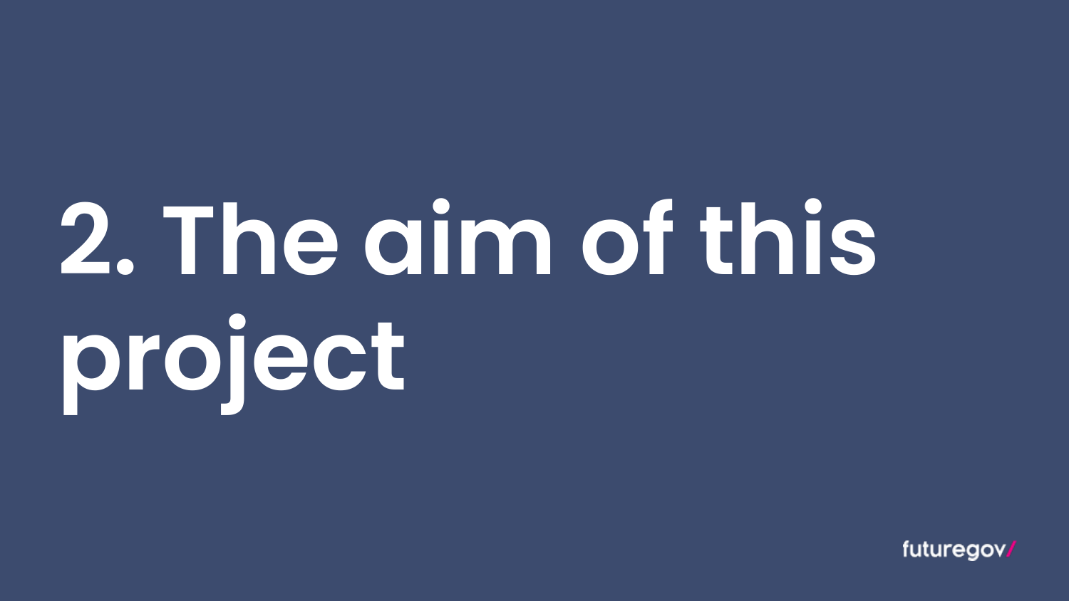# 2. The aim of this project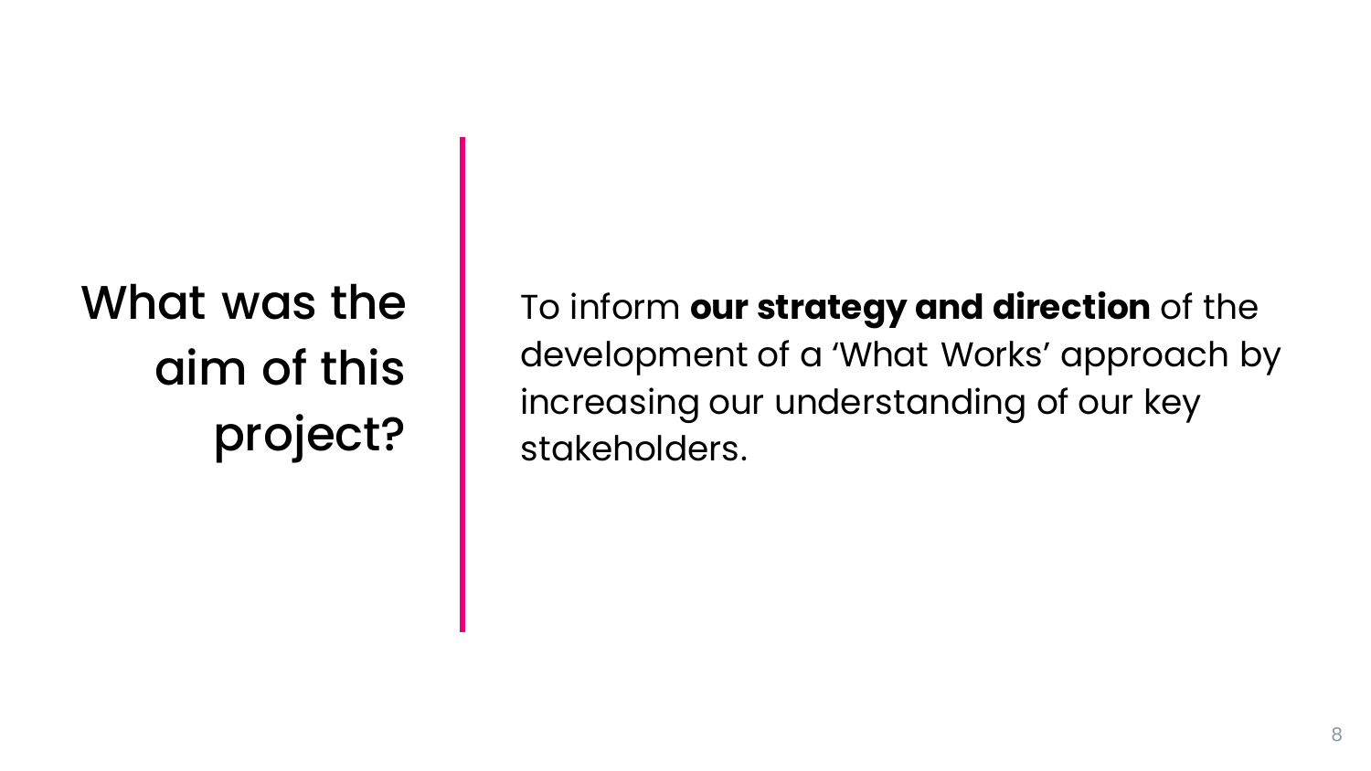## What was the aim of this project?

To inform **our strategy and direction** of the development of a ‘What Works’ approach by increasing our understanding of our key stakeholders.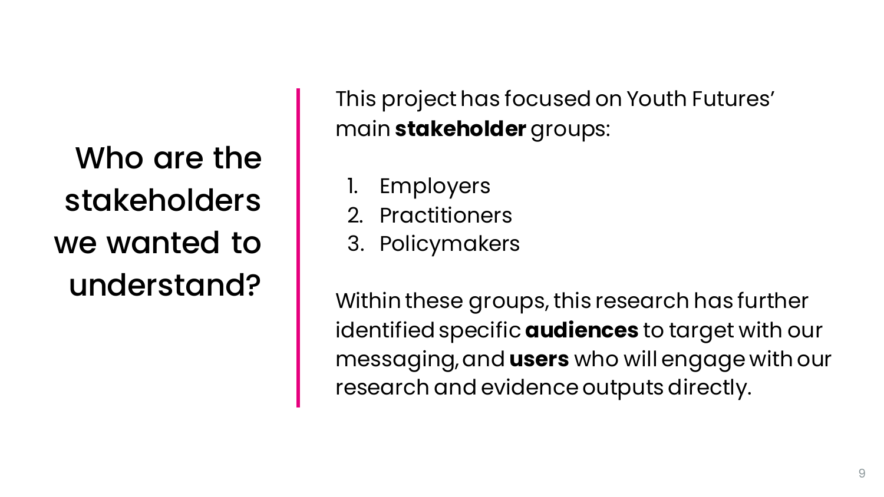# Who are the stakeholders we wanted to understand?

This project has focused on Youth Futures' main **stakeholder** groups:

1. Employers
2. Practitioners
3. Policymakers

Within these groups, this research has further identified specific **audiences** to target with our messaging, and **users** who will engage with our research and evidence outputs directly.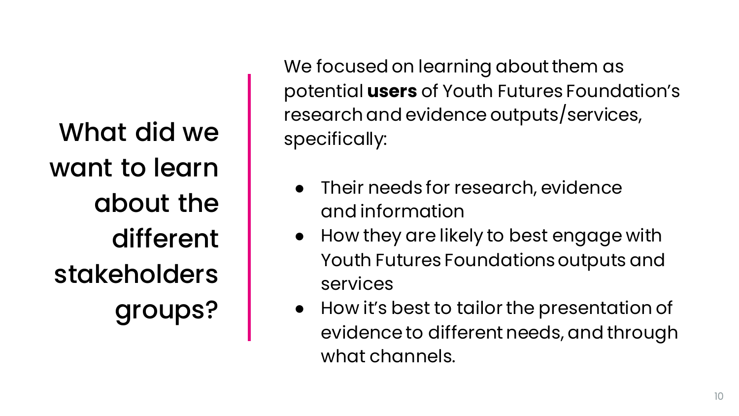# What did we want to learn about the different stakeholders groups?

We focused on learning about them as potential **users** of Youth Futures Foundation's research and evidence outputs/services, specifically:

- Their needs for research, evidence and information
- How they are likely to best engage with Youth Futures Foundations outputs and services
- How it's best to tailor the presentation of evidence to different needs, and through what channels.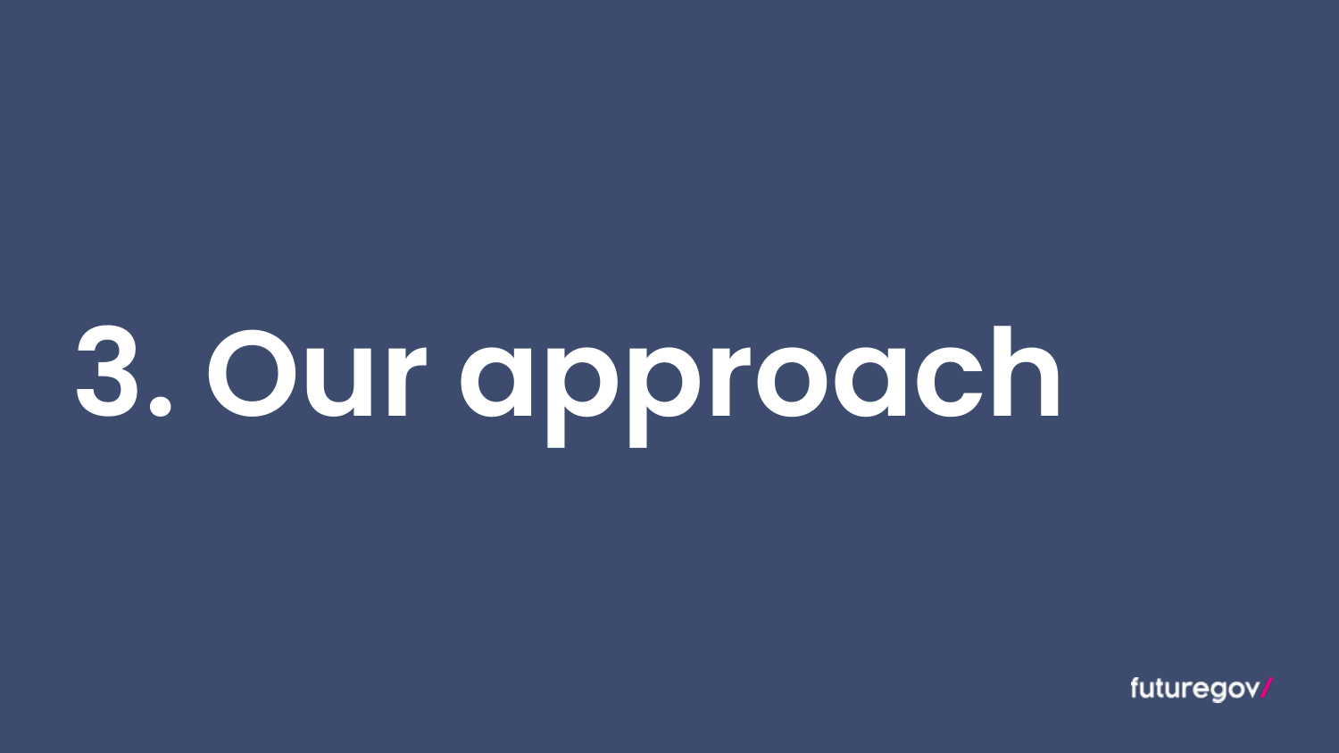# 3. Our approach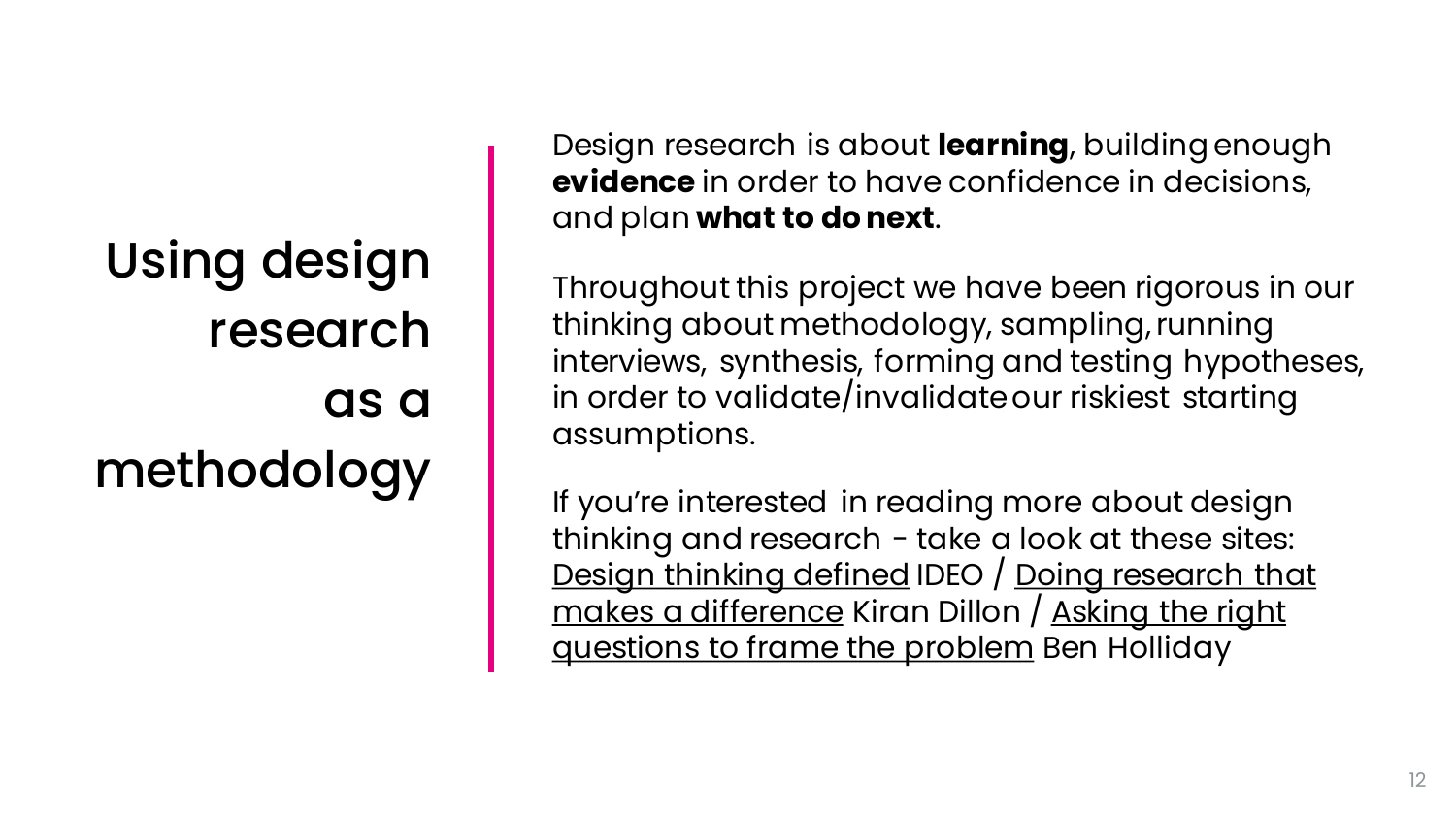# Using design research as a methodology

Design research is about **learning**, building enough **evidence** in order to have confidence in decisions, and plan **what to do next**.

Throughout this project we have been rigorous in our thinking about methodology, sampling, running interviews, synthesis, forming and testing hypotheses, in order to validate/invalidate our riskiest starting assumptions.

If you're interested in reading more about design thinking and research - take a look at these sites: Design thinking defined IDEO / Doing research that makes a difference Kiran Dillon / Asking the right questions to frame the problem Ben Holliday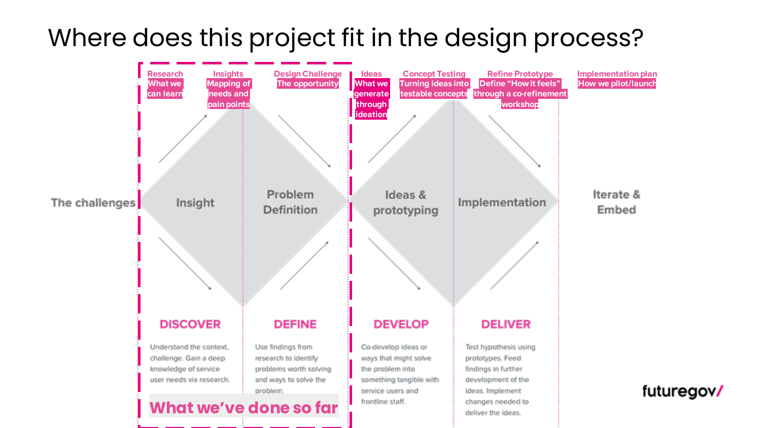# Where does this project fit in the design process?

| | Research | Insights | Design Challenge | Ideas | Concept Testing | Refine Prototype | Implementation plan |
|---|---|---|---|---|---|---|---|
| | What we can learn | Mapping of needs and pain points | The opportunity | What we generate through ideation | Turning ideas into testable concepts | Define "How it feels" through a co-refinement workshop | How we pilot/launch |

The challenges → Insight → Problem Definition → Ideas & prototyping → Implementation → Iterate & Embed

**DISCOVER**

Understand the context, challenge. Gain a deep knowledge of service user needs via research.

**DEFINE**

Use findings from research to identify problems worth solving and ways to solve the problem.

**DEVELOP**

Co-develop ideas or ways that might solve the problem into something tangible with service users and frontline staff.

**DELIVER**

Test hypothesis using prototypes. Feed findings in further development of the ideas. Implement changes needed to deliver the ideas.

**What we've done so far**

futuregov/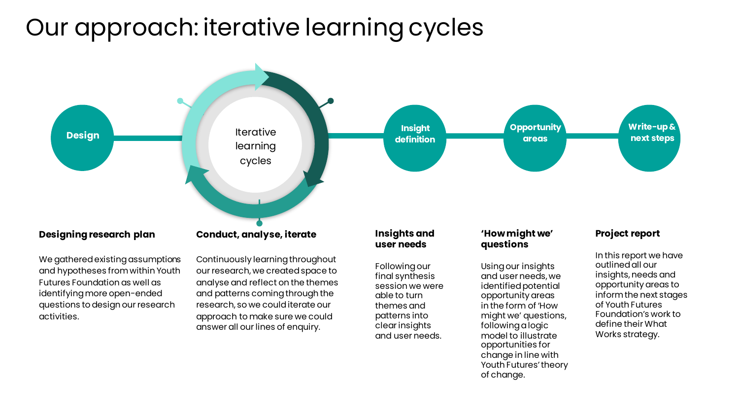# Our approach: iterative learning cycles

Design → Iterative learning cycles → Insight definition → Opportunity areas → Write-up & next steps

### Designing research plan

We gathered existing assumptions and hypotheses from within Youth Futures Foundation as well as identifying more open-ended questions to design our research activities.

### Conduct, analyse, iterate

Continuously learning throughout our research, we created space to analyse and reflect on the themes and patterns coming through the research, so we could iterate our approach to make sure we could answer all our lines of enquiry.

### Insights and user needs

Following our final synthesis session we were able to turn themes and patterns into clear insights and user needs.

### 'How might we' questions

Using our insights and user needs, we identified potential opportunity areas in the form of 'How might we' questions, following a logic model to illustrate opportunities for change in line with Youth Futures' theory of change.

### Project report

In this report we have outlined all our insights, needs and opportunity areas to inform the next stages of Youth Futures Foundation's work to define their What Works strategy.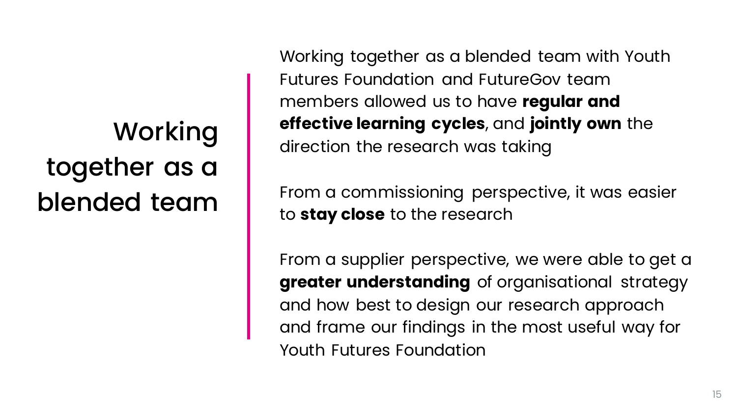# Working together as a blended team

Working together as a blended team with Youth Futures Foundation and FutureGov team members allowed us to have **regular and effective learning cycles**, and **jointly own** the direction the research was taking

From a commissioning perspective, it was easier to **stay close** to the research

From a supplier perspective, we were able to get a **greater understanding** of organisational strategy and how best to design our research approach and frame our findings in the most useful way for Youth Futures Foundation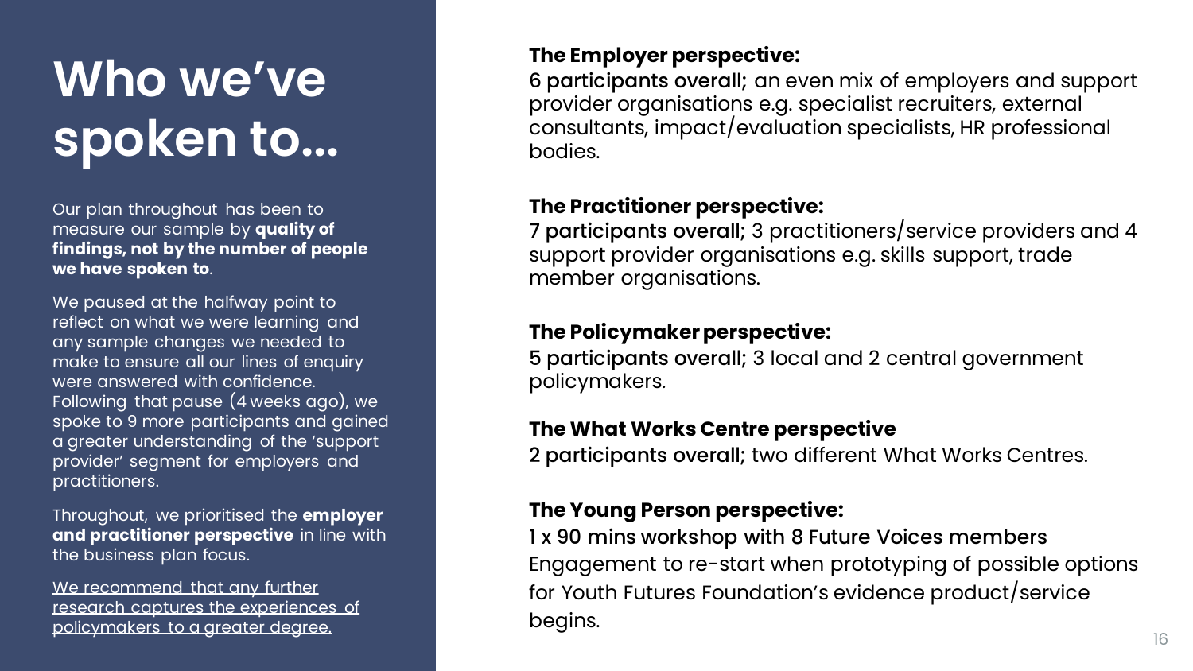# Who we've spoken to...

Our plan throughout has been to measure our sample by **quality of findings, not by the number of people we have spoken to**.

We paused at the halfway point to reflect on what we were learning and any sample changes we needed to make to ensure all our lines of enquiry were answered with confidence. Following that pause (4 weeks ago), we spoke to 9 more participants and gained a greater understanding of the 'support provider' segment for employers and practitioners.

Throughout, we prioritised the **employer and practitioner perspective** in line with the business plan focus.

<u>We recommend that any further research captures the experiences of policymakers to a greater degree.</u>

**The Employer perspective:**
6 participants overall; an even mix of employers and support provider organisations e.g. specialist recruiters, external consultants, impact/evaluation specialists, HR professional bodies.

**The Practitioner perspective:**
7 participants overall; 3 practitioners/service providers and 4 support provider organisations e.g. skills support, trade member organisations.

**The Policymaker perspective:**
5 participants overall; 3 local and 2 central government policymakers.

**The What Works Centre perspective**
2 participants overall; two different What Works Centres.

**The Young Person perspective:**
1 x 90 mins workshop with 8 Future Voices members
Engagement to re-start when prototyping of possible options for Youth Futures Foundation's evidence product/service begins.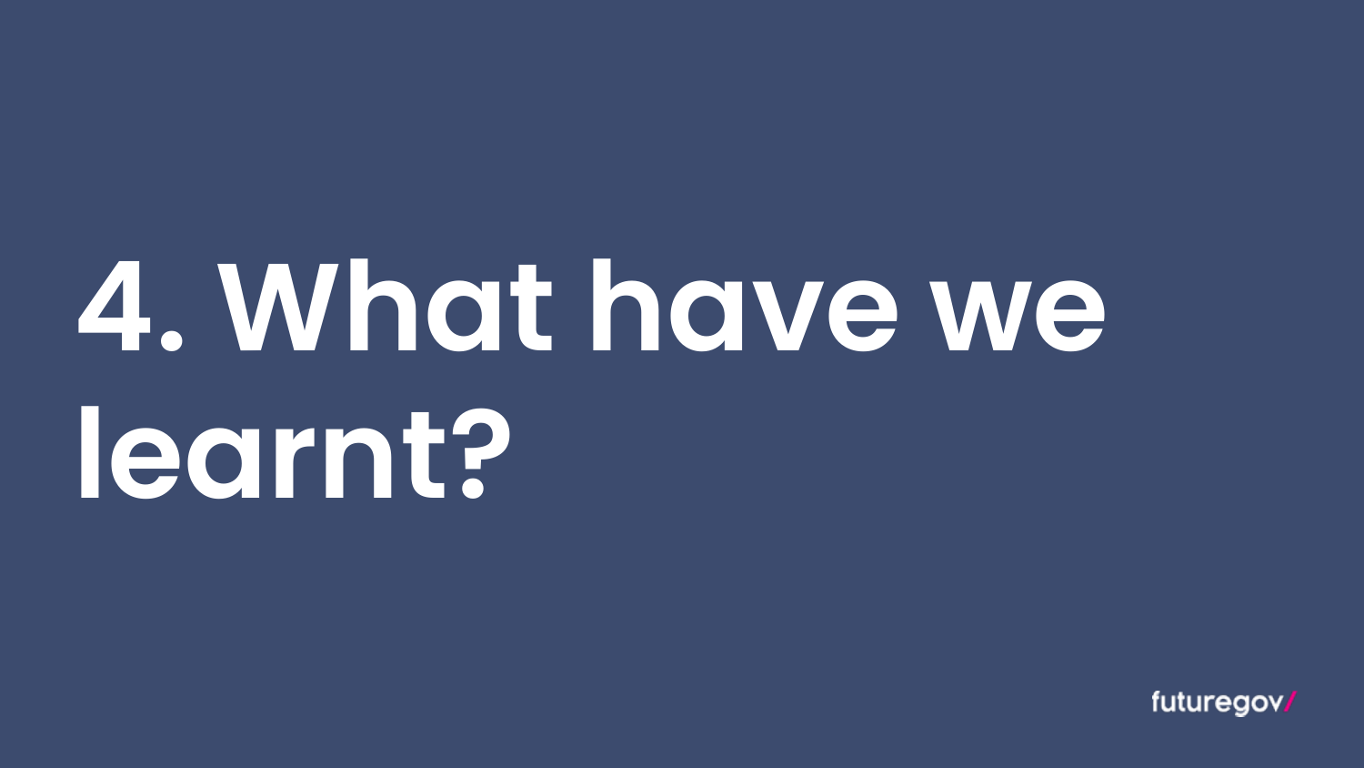# 4. What have we learnt?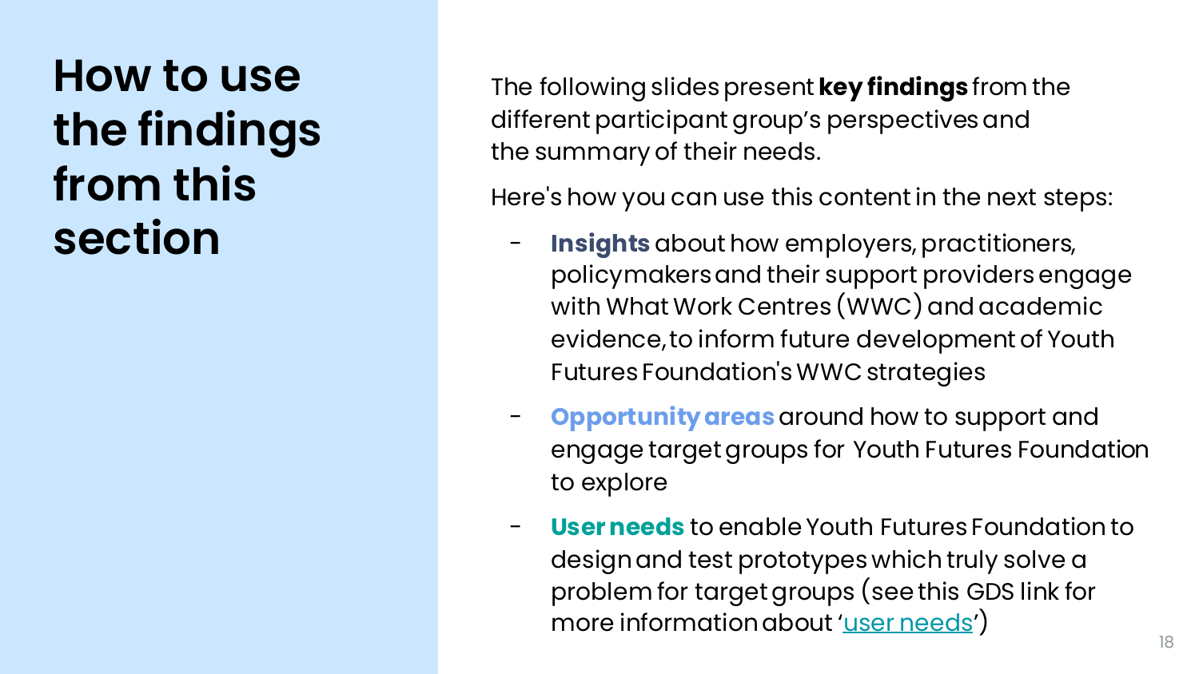# How to use the findings from this section

The following slides present **key findings** from the different participant group's perspectives and the summary of their needs.

Here's how you can use this content in the next steps:

- **Insights** about how employers, practitioners, policymakers and their support providers engage with What Work Centres (WWC) and academic evidence, to inform future development of Youth Futures Foundation's WWC strategies
- **Opportunity areas** around how to support and engage target groups for Youth Futures Foundation to explore
- **User needs** to enable Youth Futures Foundation to design and test prototypes which truly solve a problem for target groups (see this GDS link for more information about '[user needs](user needs)')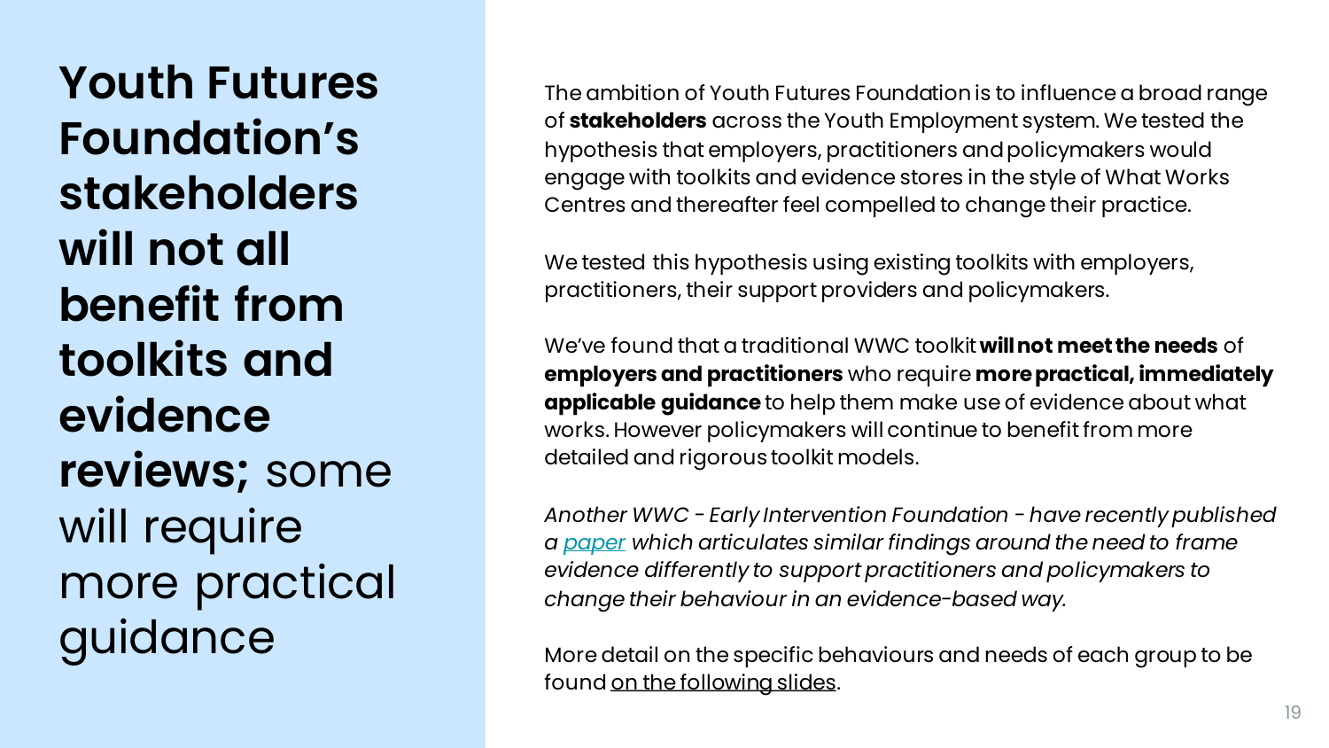# **Youth Futures Foundation's stakeholders will not all benefit from toolkits and evidence reviews;** some will require more practical guidance

The ambition of Youth Futures Foundation is to influence a broad range of **stakeholders** across the Youth Employment system. We tested the hypothesis that employers, practitioners and policymakers would engage with toolkits and evidence stores in the style of What Works Centres and thereafter feel compelled to change their practice.

We tested this hypothesis using existing toolkits with employers, practitioners, their support providers and policymakers.

We've found that a traditional WWC toolkit **will not meet the needs** of **employers and practitioners** who require **more practical, immediately applicable guidance** to help them make use of evidence about what works. However policymakers will continue to benefit from more detailed and rigorous toolkit models.

*Another WWC - Early Intervention Foundation - have recently published a paper which articulates similar findings around the need to frame evidence differently to support practitioners and policymakers to change their behaviour in an evidence-based way.*

More detail on the specific behaviours and needs of each group to be found on the following slides.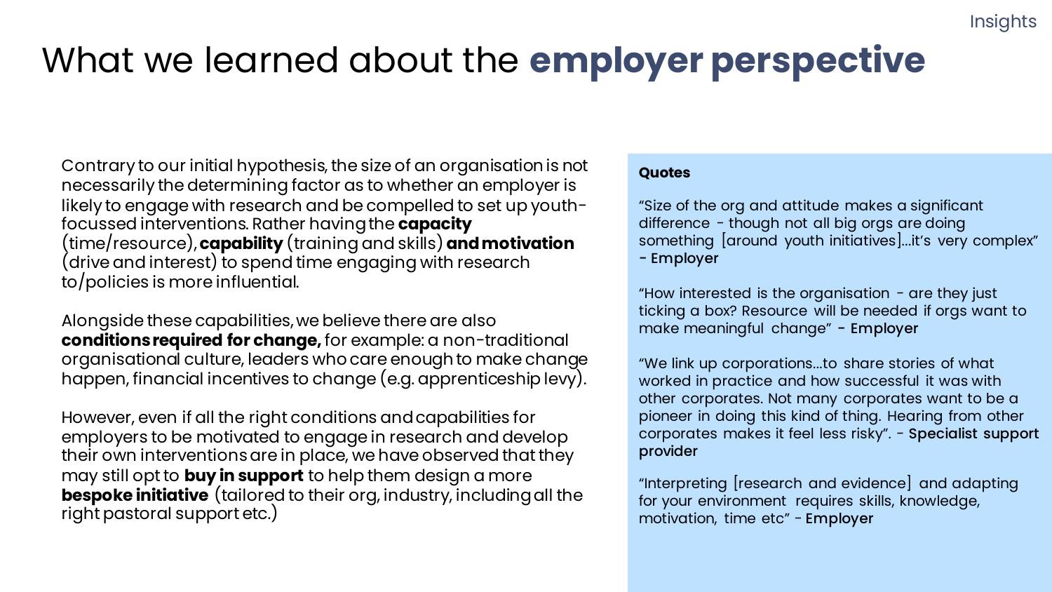Insights

# What we learned about the **employer perspective**

Contrary to our initial hypothesis, the size of an organisation is not necessarily the determining factor as to whether an employer is likely to engage with research and be compelled to set up youth-focussed interventions. Rather having the **capacity** (time/resource), **capability** (training and skills) **and motivation** (drive and interest) to spend time engaging with research to/policies is more influential.

Alongside these capabilities, we believe there are also **conditions required for change,** for example: a non-traditional organisational culture, leaders who care enough to make change happen, financial incentives to change (e.g. apprenticeship levy).

However, even if all the right conditions and capabilities for employers to be motivated to engage in research and develop their own interventions are in place, we have observed that they may still opt to **buy in support** to help them design a more **bespoke initiative** (tailored to their org, industry, including all the right pastoral support etc.)

**Quotes**

"Size of the org and attitude makes a significant difference - though not all big orgs are doing something [around youth initiatives]…it's very complex" **- Employer**

"How interested is the organisation - are they just ticking a box? Resource will be needed if orgs want to make meaningful change" **- Employer**

"We link up corporations…to share stories of what worked in practice and how successful it was with other corporates. Not many corporates want to be a pioneer in doing this kind of thing. Hearing from other corporates makes it feel less risky". - **Specialist support provider**

"Interpreting [research and evidence] and adapting for your environment requires skills, knowledge, motivation, time etc" - **Employer**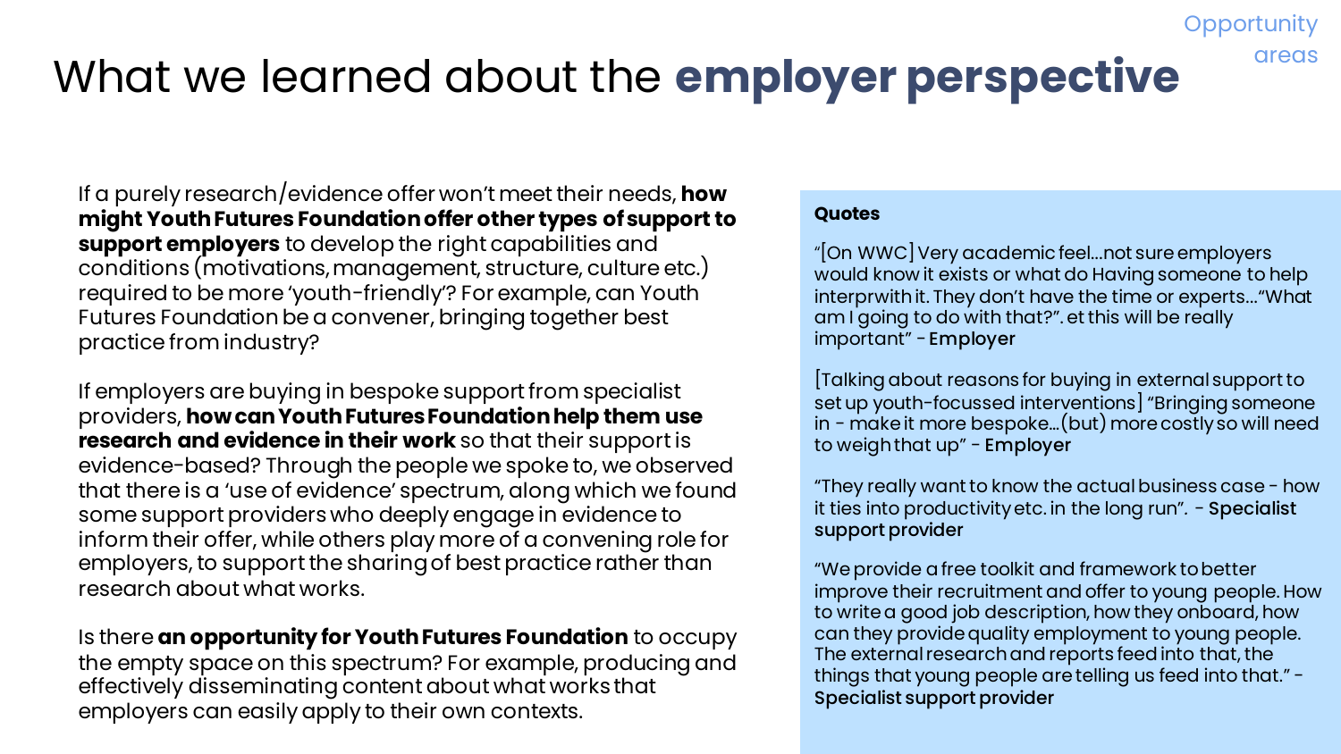Opportunity areas

# What we learned about the **employer perspective**

If a purely research/evidence offer won't meet their needs, **how might Youth Futures Foundation offer other types of support to support employers** to develop the right capabilities and conditions (motivations, management, structure, culture etc.) required to be more 'youth-friendly'? For example, can Youth Futures Foundation be a convener, bringing together best practice from industry?

If employers are buying in bespoke support from specialist providers, **how can Youth Futures Foundation help them use research and evidence in their work** so that their support is evidence-based? Through the people we spoke to, we observed that there is a 'use of evidence' spectrum, along which we found some support providers who deeply engage in evidence to inform their offer, while others play more of a convening role for employers, to support the sharing of best practice rather than research about what works.

Is there **an opportunity for Youth Futures Foundation** to occupy the empty space on this spectrum? For example, producing and effectively disseminating content about what works that employers can easily apply to their own contexts.

**Quotes**

"[On WWC] Very academic feel…not sure employers would know it exists or what do Having someone to help interprwith it. They don't have the time or experts…"What am I going to do with that?". et this will be really important" - **Employer**

[Talking about reasons for buying in external support to set up youth-focussed interventions] "Bringing someone in - make it more bespoke…(but) more costly so will need to weigh that up" - **Employer**

"They really want to know the actual business case - how it ties into productivity etc. in the long run". - **Specialist support provider**

"We provide a free toolkit and framework to better improve their recruitment and offer to young people. How to write a good job description, how they onboard, how can they provide quality employment to young people. The external research and reports feed into that, the things that young people are telling us feed into that." - **Specialist support provider**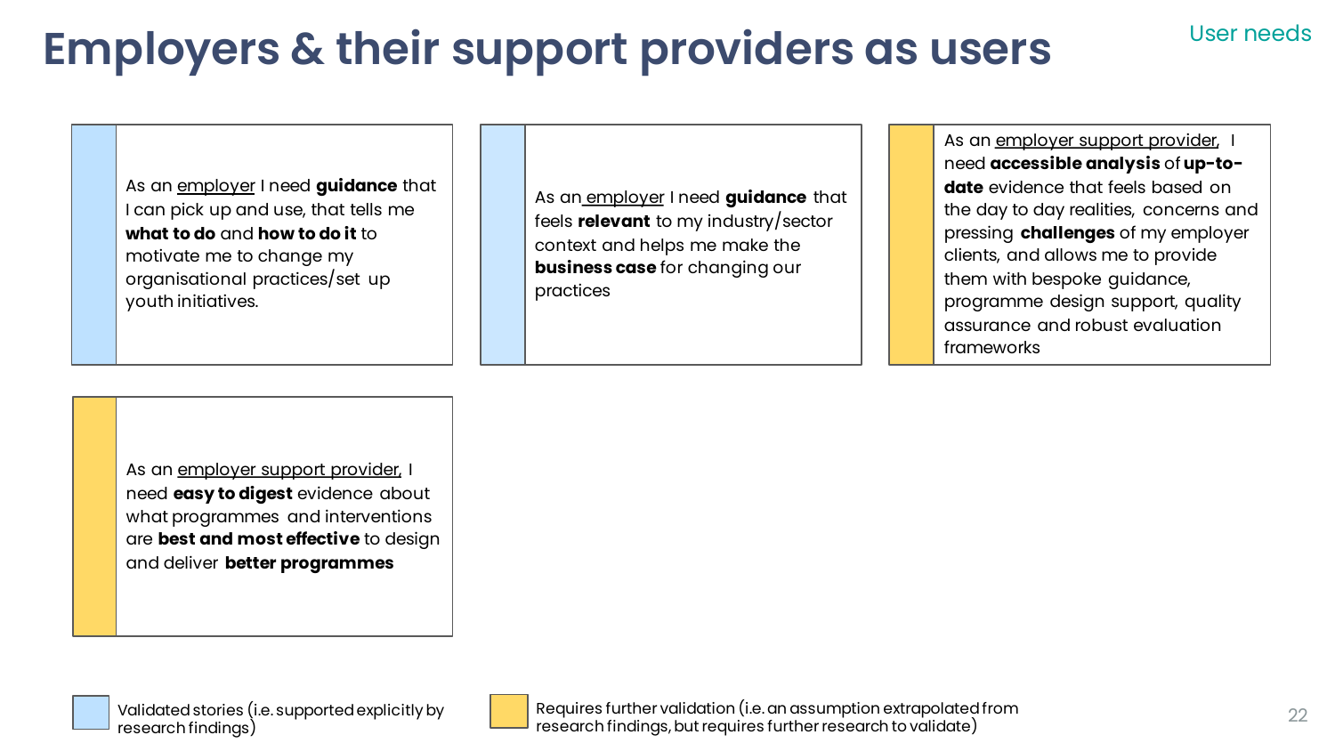# Employers & their support providers as users

User needs

- As an employer I need **guidance** that I can pick up and use, that tells me **what to do** and **how to do it** to motivate me to change my organisational practices/set up youth initiatives. *(Validated story)*

- As an employer I need **guidance** that feels **relevant** to my industry/sector context and helps me make the **business case** for changing our practices *(Validated story)*

- As an employer support provider, I need **accessible analysis** of **up-to-date** evidence that feels based on the day to day realities, concerns and pressing **challenges** of my employer clients, and allows me to provide them with bespoke guidance, programme design support, quality assurance and robust evaluation frameworks *(Requires further validation)*

- As an employer support provider, I need **easy to digest** evidence about what programmes and interventions are **best and most effective** to design and deliver **better programmes** *(Requires further validation)*

Validated stories (i.e. supported explicitly by research findings)

Requires further validation (i.e. an assumption extrapolated from research findings, but requires further research to validate)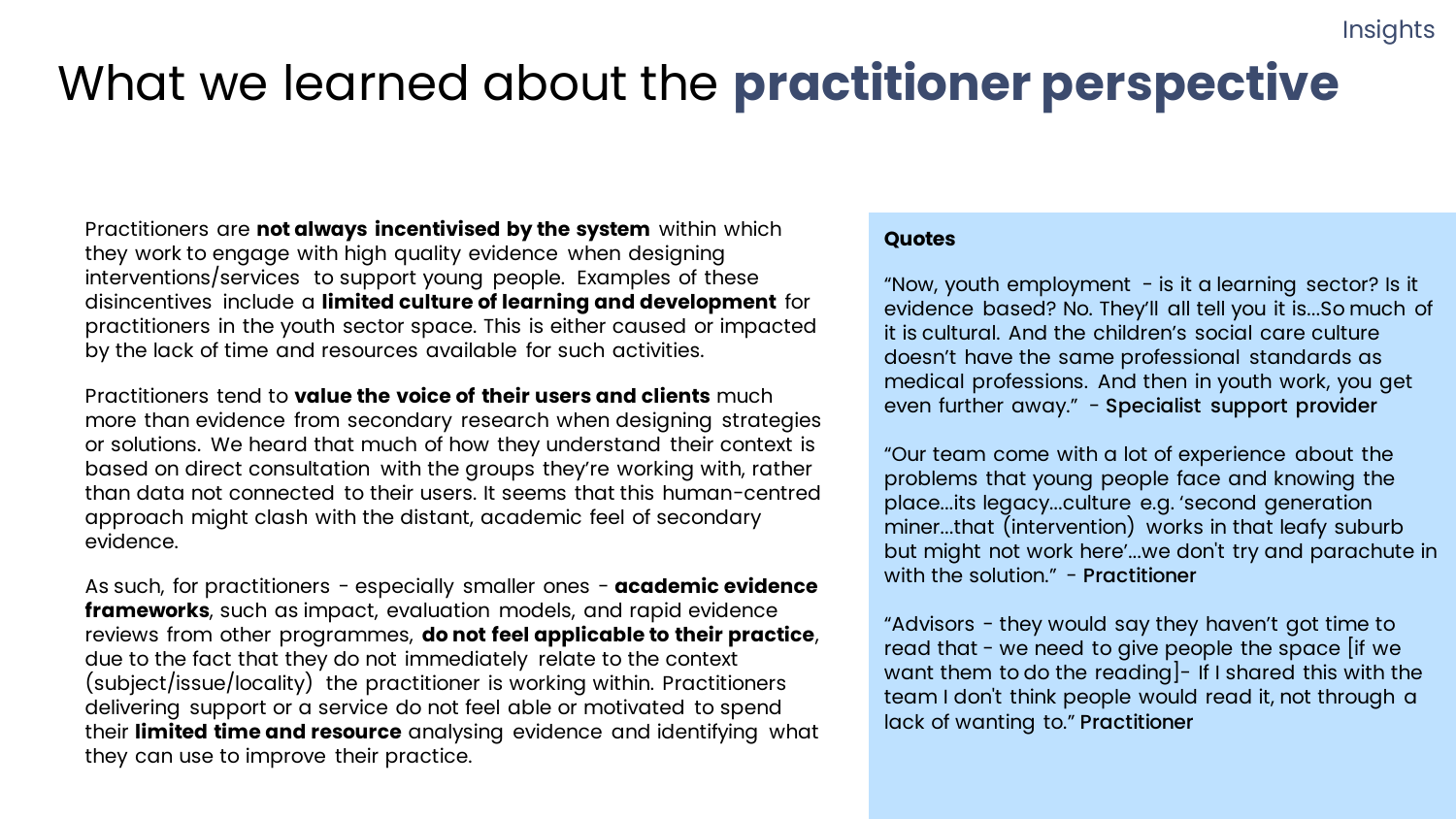Insights

# What we learned about the **practitioner perspective**

Practitioners are **not always incentivised by the system** within which they work to engage with high quality evidence when designing interventions/services to support young people. Examples of these disincentives include a **limited culture of learning and development** for practitioners in the youth sector space. This is either caused or impacted by the lack of time and resources available for such activities.

Practitioners tend to **value the voice of their users and clients** much more than evidence from secondary research when designing strategies or solutions. We heard that much of how they understand their context is based on direct consultation with the groups they're working with, rather than data not connected to their users. It seems that this human-centred approach might clash with the distant, academic feel of secondary evidence.

As such, for practitioners - especially smaller ones - **academic evidence frameworks**, such as impact, evaluation models, and rapid evidence reviews from other programmes, **do not feel applicable to their practice**, due to the fact that they do not immediately relate to the context (subject/issue/locality) the practitioner is working within. Practitioners delivering support or a service do not feel able or motivated to spend their **limited time and resource** analysing evidence and identifying what they can use to improve their practice.

**Quotes**

"Now, youth employment - is it a learning sector? Is it evidence based? No. They'll all tell you it is...So much of it is cultural. And the children's social care culture doesn't have the same professional standards as medical professions. And then in youth work, you get even further away." - **Specialist support provider**

"Our team come with a lot of experience about the problems that young people face and knowing the place...its legacy...culture e.g. 'second generation miner...that (intervention) works in that leafy suburb but might not work here'...we don't try and parachute in with the solution." - **Practitioner**

"Advisors - they would say they haven't got time to read that - we need to give people the space [if we want them to do the reading]- If I shared this with the team I don't think people would read it, not through a lack of wanting to." **Practitioner**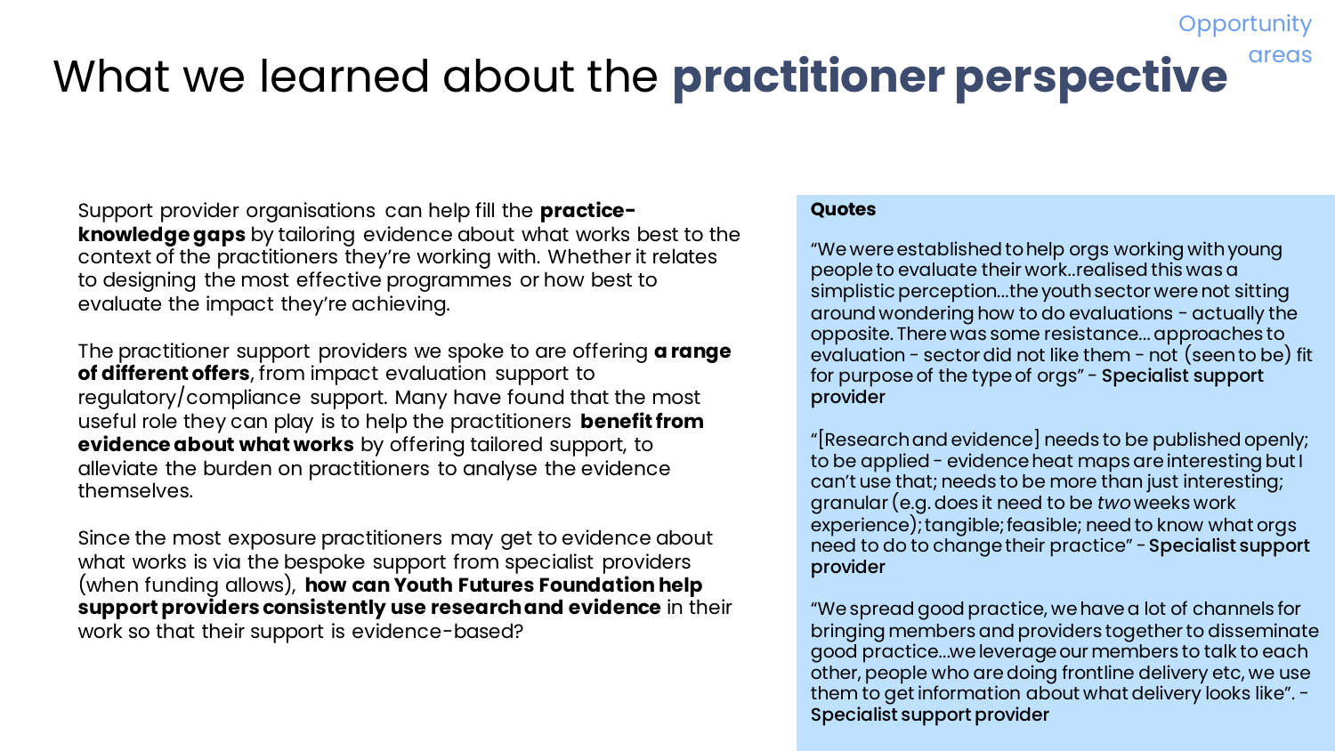Opportunity areas

# What we learned about the **practitioner perspective**

Support provider organisations can help fill the **practice-knowledge gaps** by tailoring evidence about what works best to the context of the practitioners they're working with. Whether it relates to designing the most effective programmes or how best to evaluate the impact they're achieving.

The practitioner support providers we spoke to are offering **a range of different offers**, from impact evaluation support to regulatory/compliance support. Many have found that the most useful role they can play is to help the practitioners **benefit from evidence about what works** by offering tailored support, to alleviate the burden on practitioners to analyse the evidence themselves.

Since the most exposure practitioners may get to evidence about what works is via the bespoke support from specialist providers (when funding allows), **how can Youth Futures Foundation help support providers consistently use research and evidence** in their work so that their support is evidence-based?

**Quotes**

"We were established to help orgs working with young people to evaluate their work..realised this was a simplistic perception...the youth sector were not sitting around wondering how to do evaluations - actually the opposite. There was some resistance... approaches to evaluation - sector did not like them - not (seen to be) fit for purpose of the type of orgs" - **Specialist support provider**

"[Research and evidence] needs to be published openly; to be applied - evidence heat maps are interesting but I can't use that; needs to be more than just interesting; granular (e.g. does it need to be *two* weeks work experience); tangible; feasible; need to know what orgs need to do to change their practice" - **Specialist support provider**

"We spread good practice, we have a lot of channels for bringing members and providers together to disseminate good practice...we leverage our members to talk to each other, people who are doing frontline delivery etc, we use them to get information about what delivery looks like". - **Specialist support provider**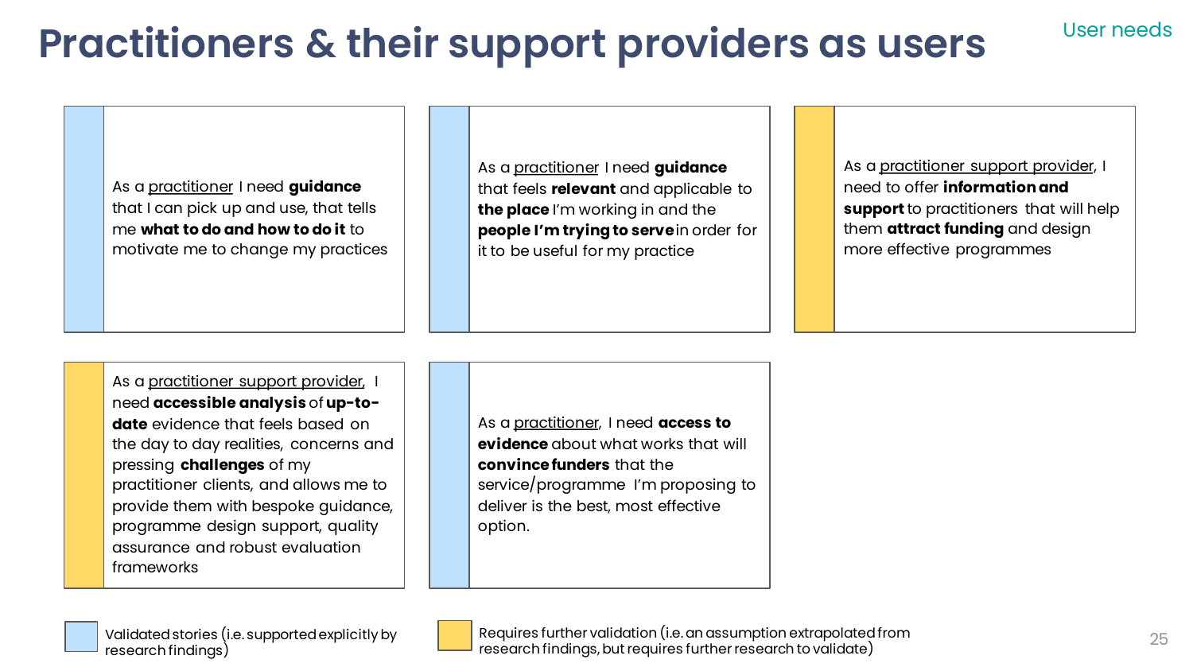# Practitioners & their support providers as users

User needs

As a practitioner I need **guidance** that I can pick up and use, that tells me **what to do and how to do it** to motivate me to change my practices

As a practitioner I need **guidance** that feels **relevant** and applicable to **the place** I'm working in and the **people I'm trying to serve** in order for it to be useful for my practice

As a practitioner support provider, I need to offer **information and support** to practitioners that will help them **attract funding** and design more effective programmes

As a practitioner support provider, I need **accessible analysis** of **up-to-date** evidence that feels based on the day to day realities, concerns and pressing **challenges** of my practitioner clients, and allows me to provide them with bespoke guidance, programme design support, quality assurance and robust evaluation frameworks

As a practitioner, I need **access to evidence** about what works that will **convince funders** that the service/programme I'm proposing to deliver is the best, most effective option.

Validated stories (i.e. supported explicitly by research findings)

Requires further validation (i.e. an assumption extrapolated from research findings, but requires further research to validate)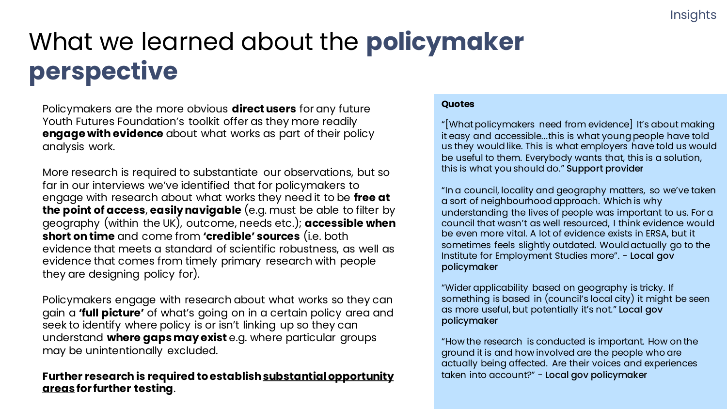# What we learned about the **policymaker perspective**

Policymakers are the more obvious **direct users** for any future Youth Futures Foundation's toolkit offer as they more readily **engage with evidence** about what works as part of their policy analysis work.

More research is required to substantiate our observations, but so far in our interviews we've identified that for policymakers to engage with research about what works they need it to be **free at the point of access**, **easily navigable** (e.g. must be able to filter by geography (within the UK), outcome, needs etc.); **accessible when short on time** and come from **'credible' sources** (i.e. both evidence that meets a standard of scientific robustness, as well as evidence that comes from timely primary research with people they are designing policy for).

Policymakers engage with research about what works so they can gain a **'full picture'** of what's going on in a certain policy area and seek to identify where policy is or isn't linking up so they can understand **where gaps may exist** e.g. where particular groups may be unintentionally excluded.

**Further research is required to establish <u>substantial opportunity areas</u> for further testing**.

**Quotes**

"[What policymakers need from evidence] It's about making it easy and accessible…this is what young people have told us they would like. This is what employers have told us would be useful to them. Everybody wants that, this is a solution, this is what you should do." **Support provider**

"In a council, locality and geography matters, so we've taken a sort of neighbourhood approach. Which is why understanding the lives of people was important to us. For a council that wasn't as well resourced, I think evidence would be even more vital. A lot of evidence exists in ERSA, but it sometimes feels slightly outdated. Would actually go to the Institute for Employment Studies more". - **Local gov policymaker**

"Wider applicability based on geography is tricky. If something is based in (council's local city) it might be seen as more useful, but potentially it's not." **Local gov policymaker**

"How the research is conducted is important. How on the ground it is and how involved are the people who are actually being affected. Are their voices and experiences taken into account?" - **Local gov policymaker**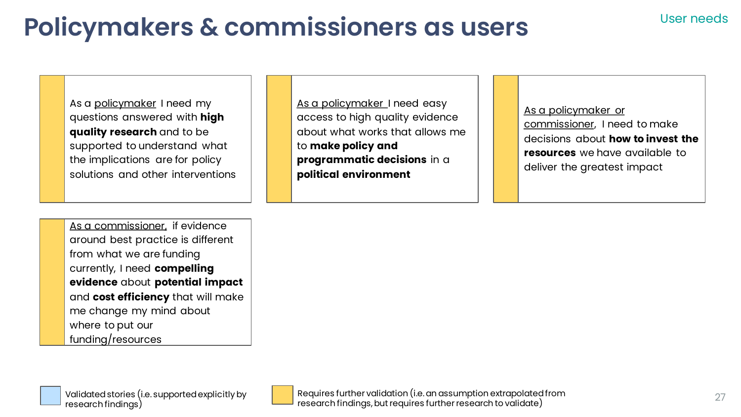# Policymakers & commissioners as users

User needs

As a policymaker I need my questions answered with **high quality research** and to be supported to understand what the implications are for policy solutions and other interventions

As a policymaker I need easy access to high quality evidence about what works that allows me to **make policy and programmatic decisions** in a **political environment**

As a policymaker or commissioner, I need to make decisions about **how to invest the resources** we have available to deliver the greatest impact

As a commissioner, if evidence around best practice is different from what we are funding currently, I need **compelling evidence** about **potential impact** and **cost efficiency** that will make me change my mind about where to put our funding/resources

- Validated stories (i.e. supported explicitly by research findings)
- Requires further validation (i.e. an assumption extrapolated from research findings, but requires further research to validate)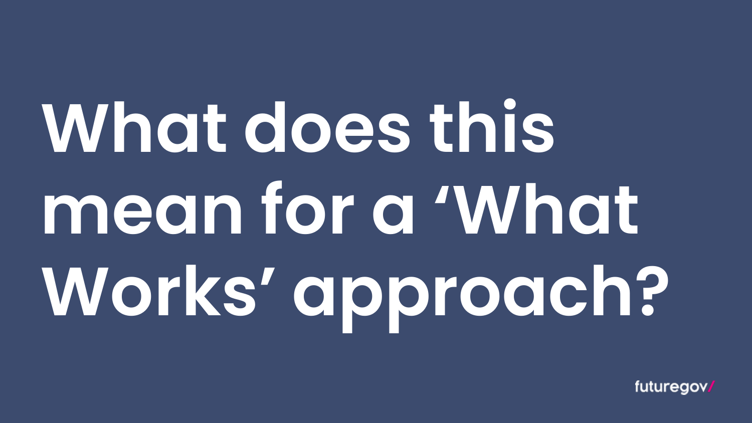# What does this mean for a ‘What Works’ approach?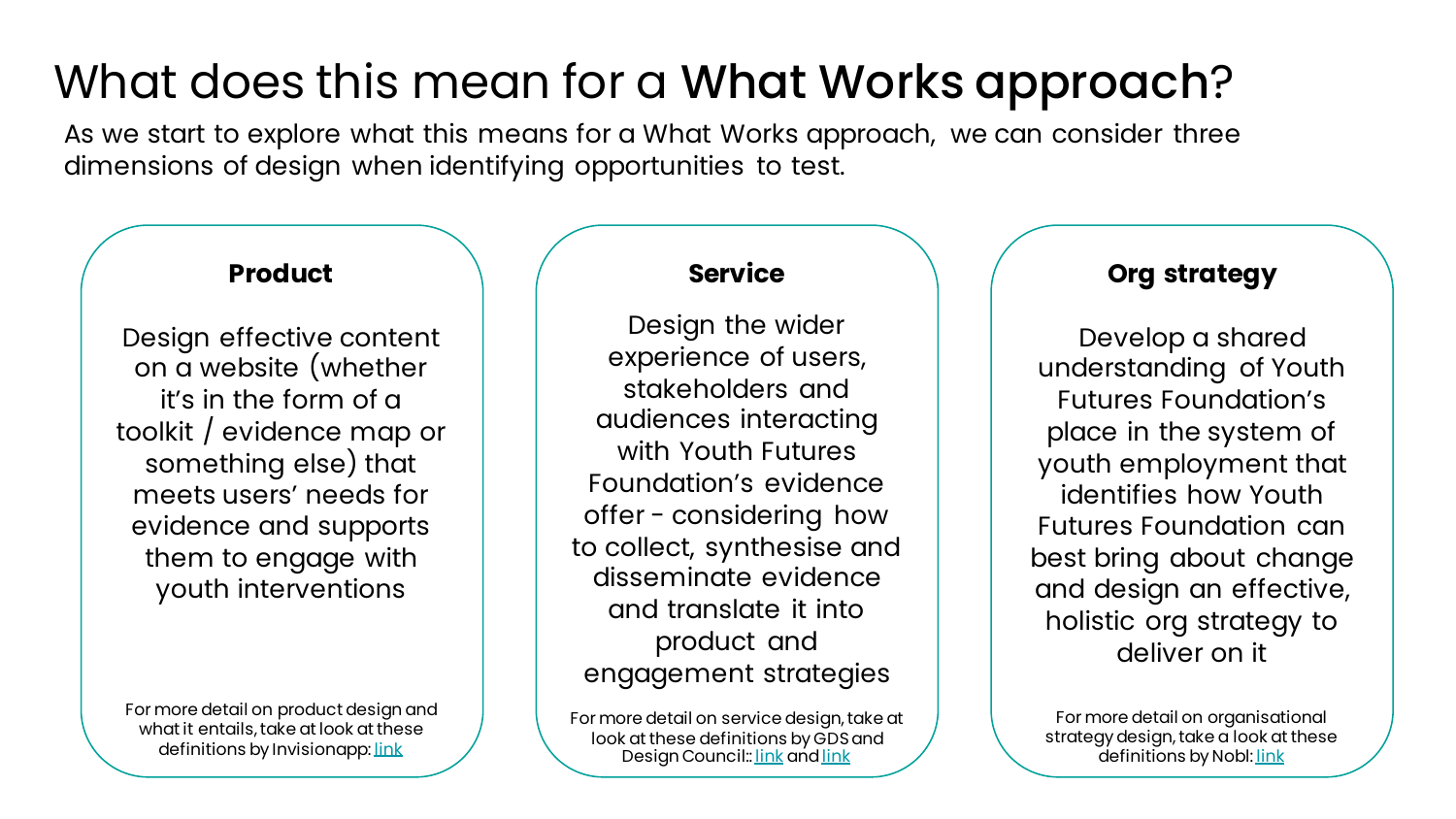# What does this mean for a **What Works approach**?

As we start to explore what this means for a What Works approach, we can consider three dimensions of design when identifying opportunities to test.

### Product

Design effective content on a website (whether it's in the form of a toolkit / evidence map or something else) that meets users' needs for evidence and supports them to engage with youth interventions

For more detail on product design and what it entails, take at look at these definitions by Invisionapp: link

### Service

Design the wider experience of users, stakeholders and audiences interacting with Youth Futures Foundation's evidence offer - considering how to collect, synthesise and disseminate evidence and translate it into product and engagement strategies

For more detail on service design, take at look at these definitions by GDS and Design Council:: link and link

### Org strategy

Develop a shared understanding of Youth Futures Foundation's place in the system of youth employment that identifies how Youth Futures Foundation can best bring about change and design an effective, holistic org strategy to deliver on it

For more detail on organisational strategy design, take a look at these definitions by Nobl: link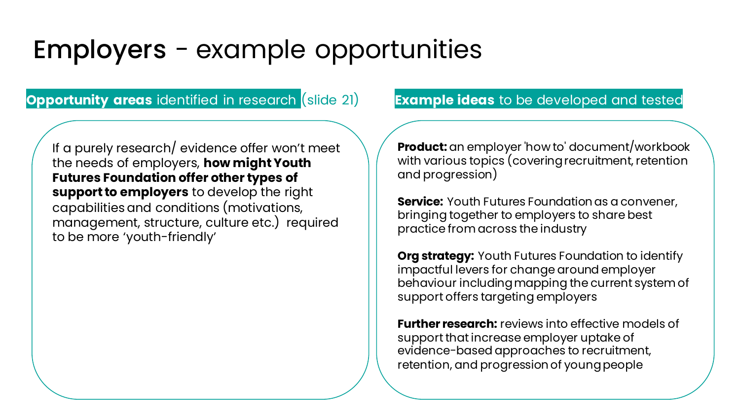# Employers - example opportunities

## **Opportunity areas** identified in research (slide 21)

If a purely research/ evidence offer won't meet the needs of employers, **how might Youth Futures Foundation offer other types of support to employers** to develop the right capabilities and conditions (motivations, management, structure, culture etc.) required to be more 'youth-friendly'

## **Example ideas** to be developed and tested

**Product:** an employer 'how to' document/workbook with various topics (covering recruitment, retention and progression)

**Service:** Youth Futures Foundation as a convener, bringing together to employers to share best practice from across the industry

**Org strategy:** Youth Futures Foundation to identify impactful levers for change around employer behaviour including mapping the current system of support offers targeting employers

**Further research:** reviews into effective models of support that increase employer uptake of evidence-based approaches to recruitment, retention, and progression of young people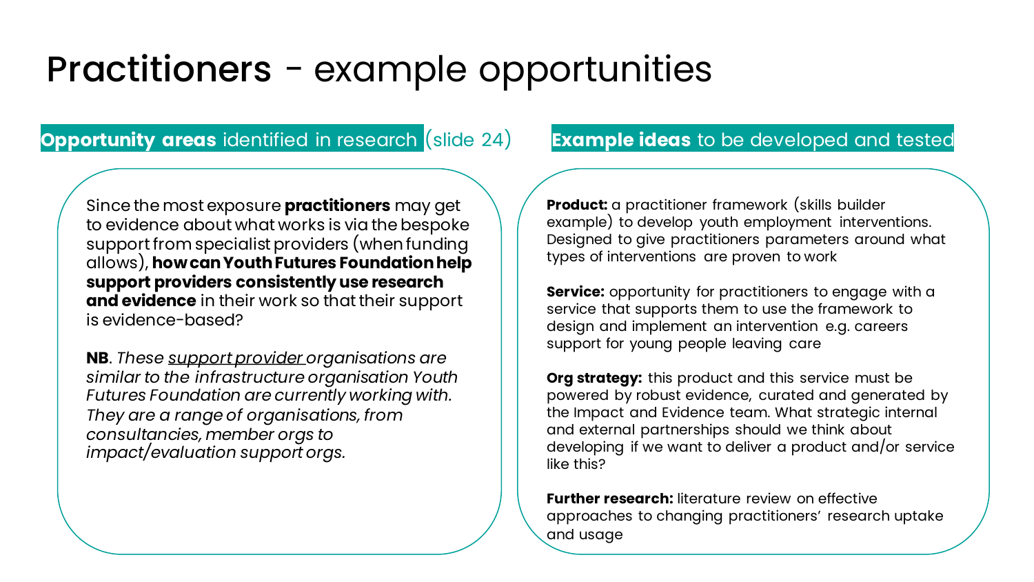# Practitioners - example opportunities

## **Opportunity areas** identified in research (slide 24)

Since the most exposure **practitioners** may get to evidence about what works is via the bespoke support from specialist providers (when funding allows), **how can Youth Futures Foundation help support providers consistently use research and evidence** in their work so that their support is evidence-based?

**NB**. *These support provider organisations are similar to the infrastructure organisation Youth Futures Foundation are currently working with. They are a range of organisations, from consultancies, member orgs to impact/evaluation support orgs.*

## **Example ideas** to be developed and tested

**Product:** a practitioner framework (skills builder example) to develop youth employment interventions. Designed to give practitioners parameters around what types of interventions are proven to work

**Service:** opportunity for practitioners to engage with a service that supports them to use the framework to design and implement an intervention e.g. careers support for young people leaving care

**Org strategy:** this product and this service must be powered by robust evidence, curated and generated by the Impact and Evidence team. What strategic internal and external partnerships should we think about developing if we want to deliver a product and/or service like this?

**Further research:** literature review on effective approaches to changing practitioners' research uptake and usage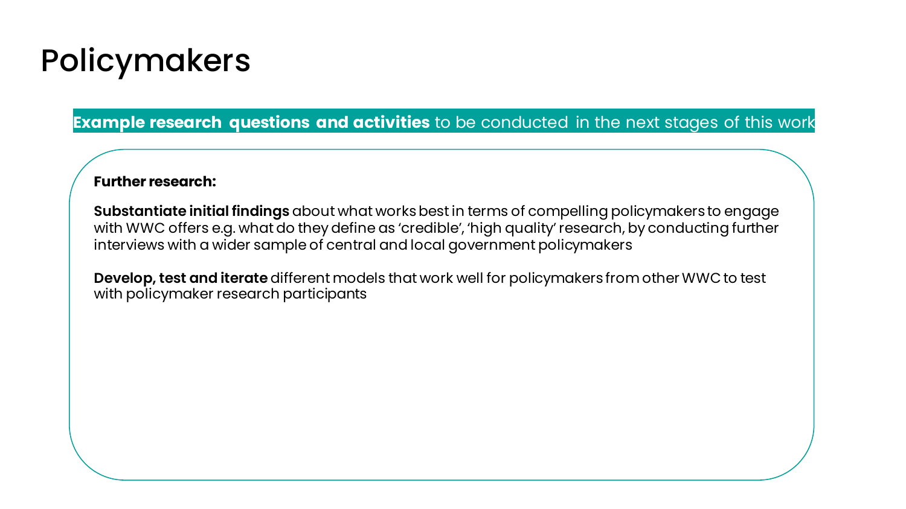# Policymakers

**Example research questions and activities** to be conducted in the next stages of this work

**Further research:**

**Substantiate initial findings** about what works best in terms of compelling policymakers to engage with WWC offers e.g. what do they define as 'credible', 'high quality' research, by conducting further interviews with a wider sample of central and local government policymakers

**Develop, test and iterate** different models that work well for policymakers from other WWC to test with policymaker research participants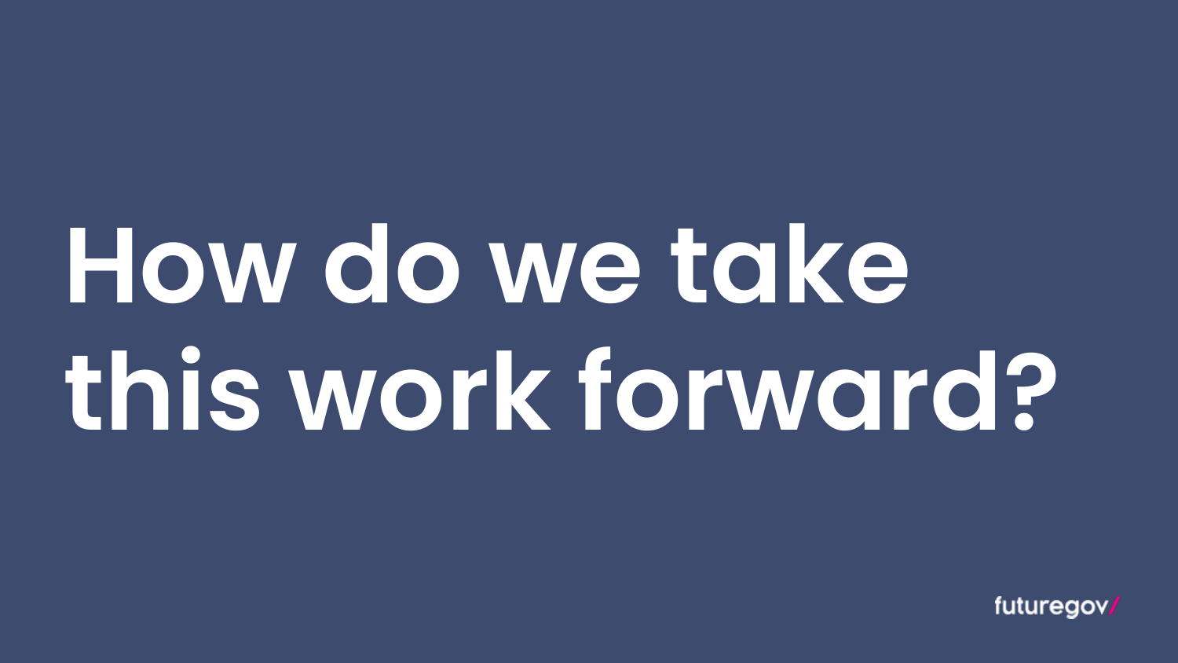# How do we take this work forward?

futuregov/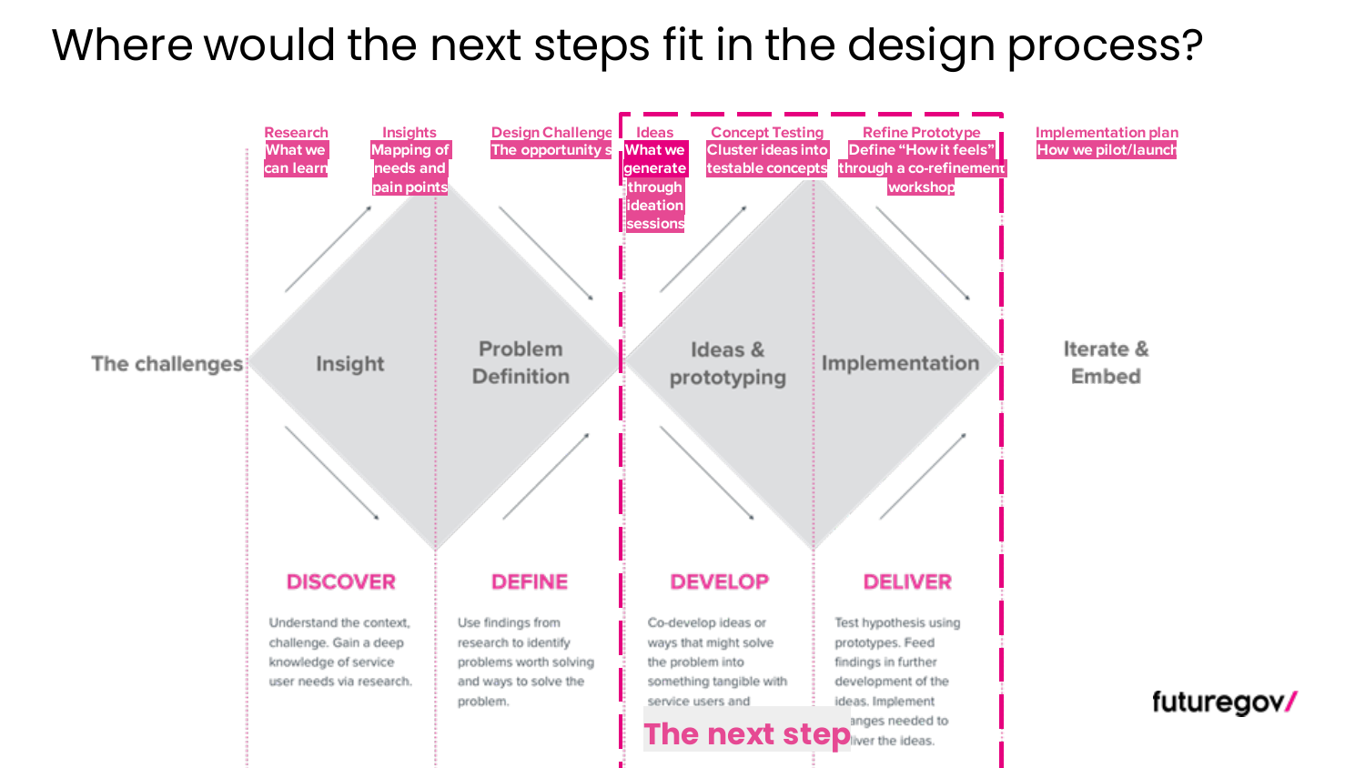# Where would the next steps fit in the design process?

**Research** — What we can learn

**Insights** — Mapping of needs and pain points

**Design Challenge** — The opportunity s

**Ideas** — What we generate through ideation sessions

**Concept Testing** — Cluster ideas into testable concepts

**Refine Prototype** — Define "How it feels" through a co-refinement workshop

**Implementation plan** — How we pilot/launch

The challenges | Insight | Problem Definition | Ideas & prototyping | Implementation | Iterate & Embed

**The next step**

## DISCOVER

Understand the context, challenge. Gain a deep knowledge of service user needs via research.

## DEFINE

Use findings from research to identify problems worth solving and ways to solve the problem.

## DEVELOP

Co-develop ideas or ways that might solve the problem into something tangible with service users and

## DELIVER

Test hypothesis using prototypes. Feed findings in further development of the ideas. Implement ...anges needed to ...liver the ideas.

futuregov/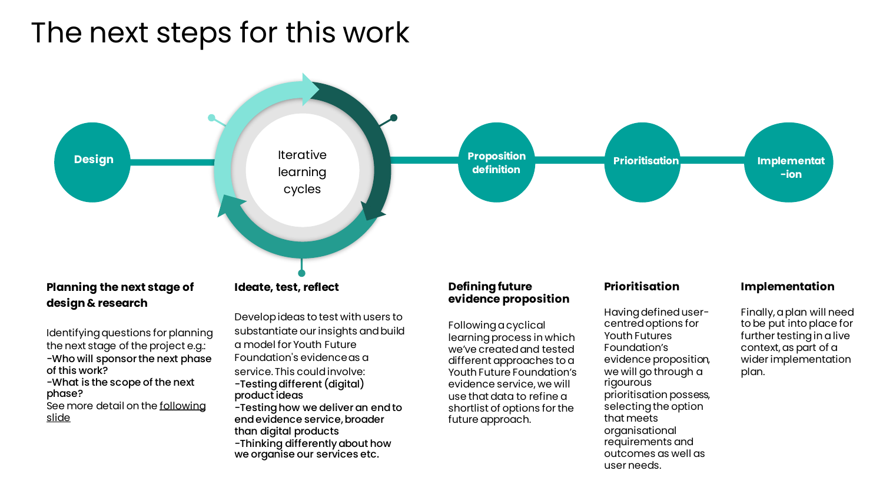# The next steps for this work

Design → Iterative learning cycles → Proposition definition → Prioritisation → Implementat-ion

### Planning the next stage of design & research

Identifying questions for planning the next stage of the project e.g.:

**-Who will sponsor the next phase of this work?**

**-What is the scope of the next phase?**

See more detail on the following slide

### Ideate, test, reflect

Develop ideas to test with users to substantiate our insights and build a model for Youth Future Foundation's evidence as a service. This could involve:

**-Testing different (digital) product ideas**

**-Testing how we deliver an end to end evidence service, broader than digital products**

**-Thinking differently about how we organise our services etc.**

### Defining future evidence proposition

Following a cyclical learning process in which we've created and tested different approaches to a Youth Future Foundation's evidence service, we will use that data to refine a shortlist of options for the future approach.

### Prioritisation

Having defined user-centred options for Youth Futures Foundation's evidence proposition, we will go through a rigourous prioritisation possess, selecting the option that meets organisational requirements and outcomes as well as user needs.

### Implementation

Finally, a plan will need to be put into place for further testing in a live context, as part of a wider implementation plan.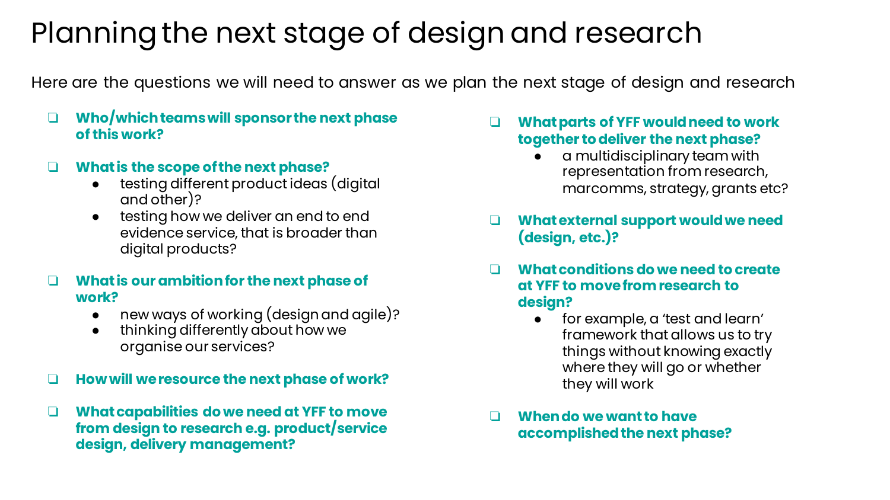# Planning the next stage of design and research

Here are the questions we will need to answer as we plan the next stage of design and research

- [ ] **Who/which teams will sponsor the next phase of this work?**
- [ ] **What is the scope of the next phase?**
  - testing different product ideas (digital and other)?
  - testing how we deliver an end to end evidence service, that is broader than digital products?
- [ ] **What is our ambition for the next phase of work?**
  - new ways of working (design and agile)?
  - thinking differently about how we organise our services?
- [ ] **How will we resource the next phase of work?**
- [ ] **What capabilities do we need at YFF to move from design to research e.g. product/service design, delivery management?**
- [ ] **What parts of YFF would need to work together to deliver the next phase?**
  - a multidisciplinary team with representation from research, marcomms, strategy, grants etc?
- [ ] **What external support would we need (design, etc.)?**
- [ ] **What conditions do we need to create at YFF to move from research to design?**
  - for example, a 'test and learn' framework that allows us to try things without knowing exactly where they will go or whether they will work
- [ ] **When do we want to have accomplished the next phase?**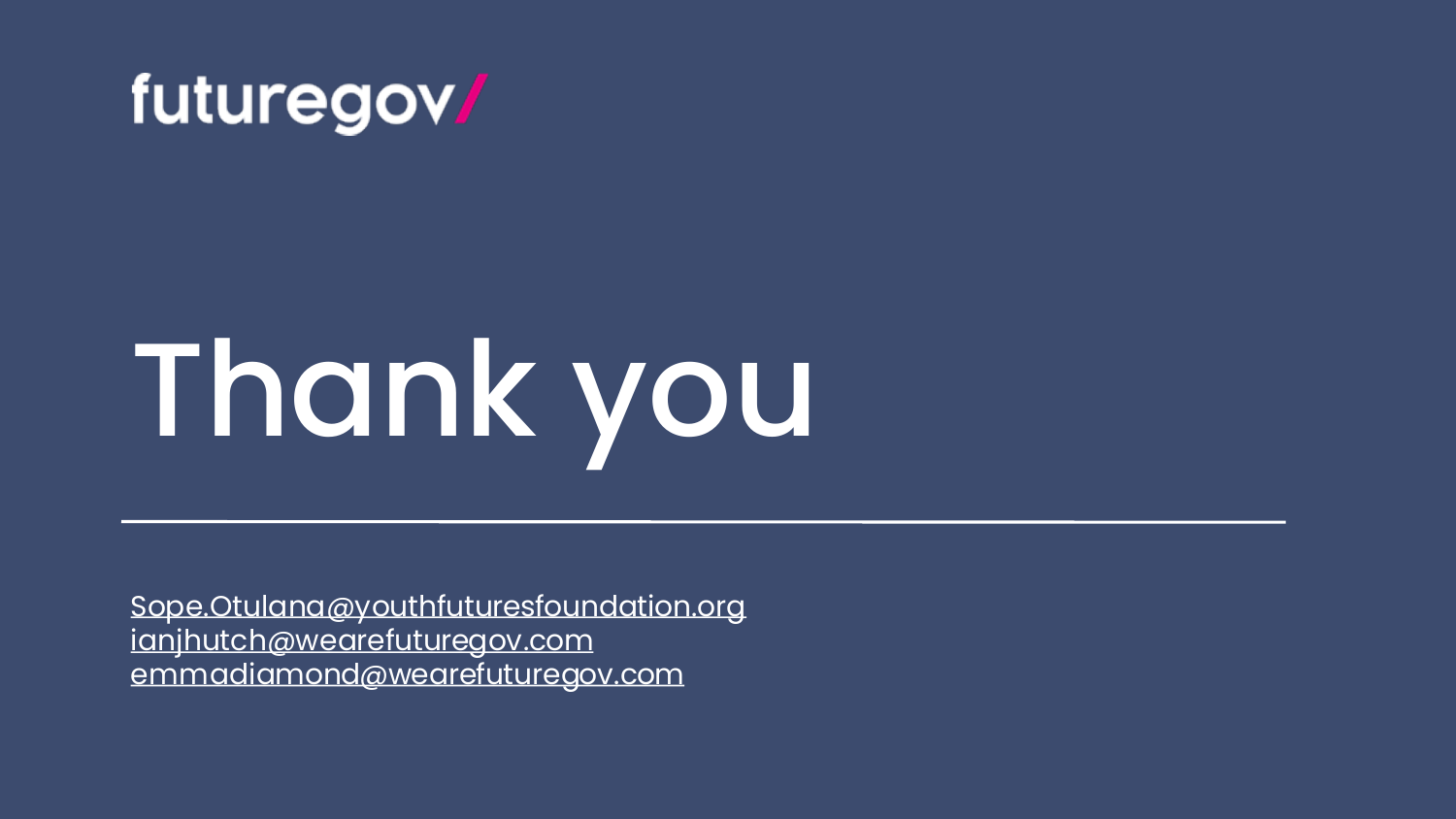futuregov/

# Thank you

Sope.Otulana@youthfuturesfoundation.org
ianjhutch@wearefuturegov.com
emmadiamond@wearefuturegov.com